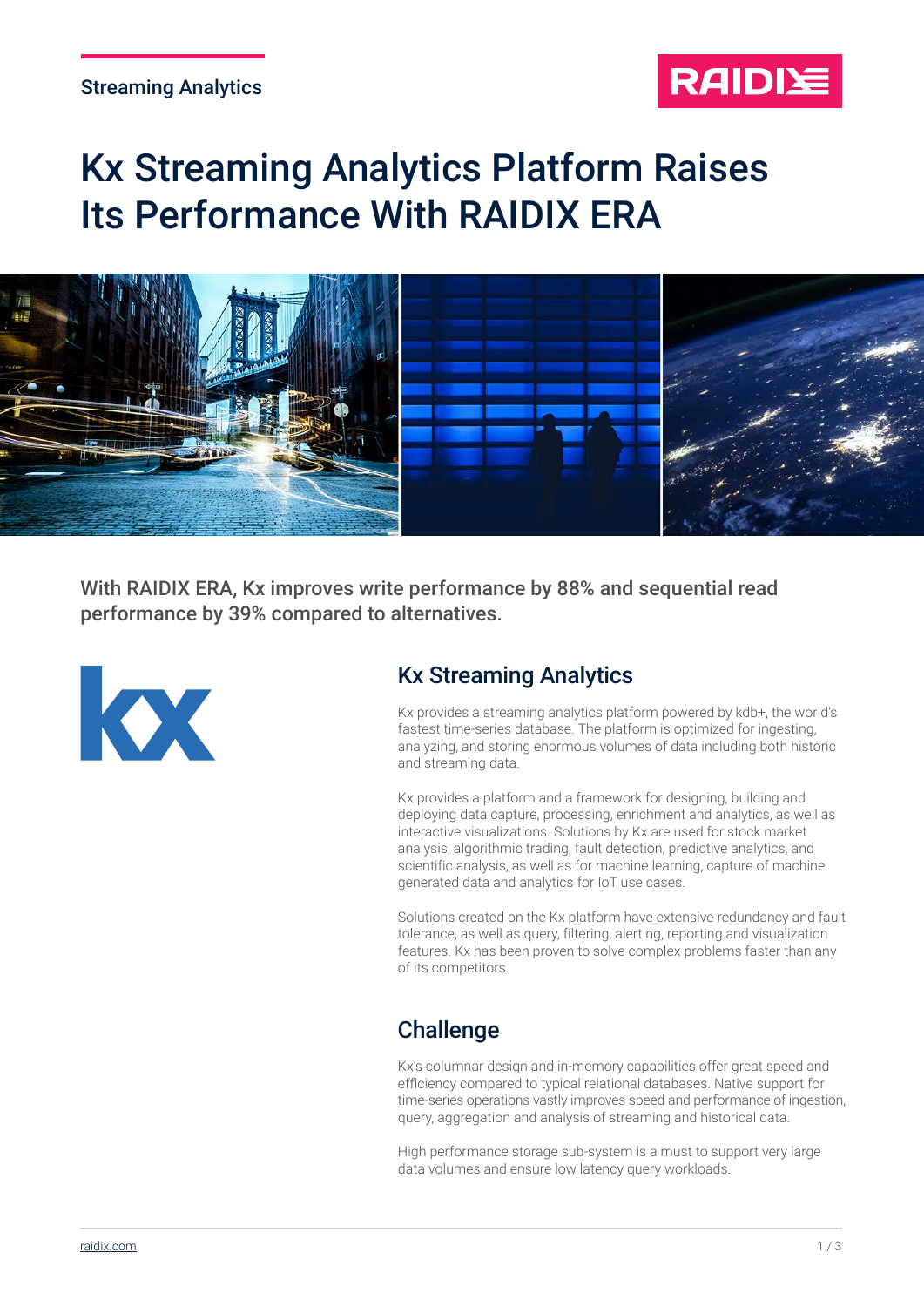Streaming Analytics

# Kx Streaming Analytics Platform Raises Its Performance With RAIDIX ERA

With RAIDIX ERA, Kx improves write performance by 88% and sequential read performance by 39% compared to alternatives.

## Kx Streaming Analytics

Kx provides a streaming analytics platform powered by kdb+, the world's fastest time-series database. The platform is optimized for ingesting, analyzing, and storing enormous volumes of data including both historic and streaming data.

Kx provides a platform and a framework for designing, building and deploying data capture, processing, enrichment and analytics, as well as interactive visualizations. Solutions by Kx are used for stock market analysis, algorithmic trading, fault detection, predictive analytics, and scientific analysis, as well as for machine learning, capture of machine generated data and analytics for IoT use cases.

Solutions created on the Kx platform have extensive redundancy and fault tolerance, as well as query, filtering, alerting, reporting and visualization features. Kx has been proven to solve complex problems faster than any of its competitors.

## Challenge

Kx's columnar design and in-memory capabilities offer great speed and efficiency compared to typical relational databases. Native support for time-series operations vastly improves speed and performance of ingestion, query, aggregation and analysis of streaming and historical data.

High performance storage sub-system is a must to support very large data volumes and ensure low latency query workloads.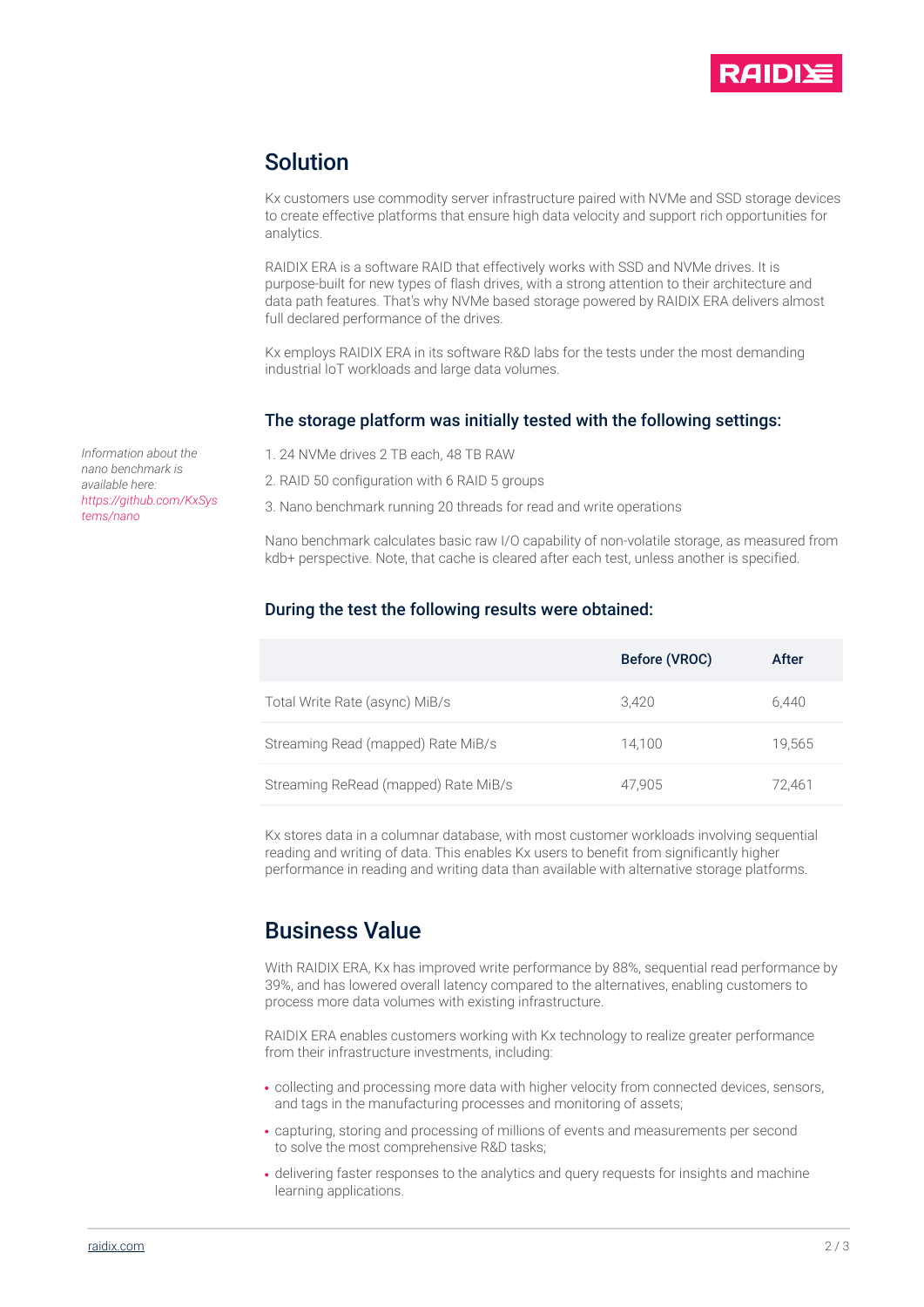## Solution

Kx customers use commodity server infrastructure paired with NVMe and SSD storage devices to create effective platforms that ensure high data velocity and support rich opportunities for analytics.

RAIDIX ERA is a software RAID that effectively works with SSD and NVMe drives. It is purpose-built for new types of flash drives, with a strong attention to their architecture and data path features. That's why NVMe based storage powered by RAIDIX ERA delivers almost full declared performance of the drives.

Kx employs RAIDIX ERA in its software R&D labs for the tests under the most demanding industrial IoT workloads and large data volumes.

### The storage platform was initially tested with the following settings:

*Information about the nano benchmark is available here: https://github.com/KxSystems/nano*

1. 24 NVMe drives 2 TB each, 48 TB RAW
2. RAID 50 configuration with 6 RAID 5 groups
3. Nano benchmark running 20 threads for read and write operations

Nano benchmark calculates basic raw I/O capability of non-volatile storage, as measured from kdb+ perspective. Note, that cache is cleared after each test, unless another is specified.

### During the test the following results were obtained:

| | Before (VROC) | After |
|---|---|---|
| Total Write Rate (async) MiB/s | 3,420 | 6,440 |
| Streaming Read (mapped) Rate MiB/s | 14,100 | 19,565 |
| Streaming ReRead (mapped) Rate MiB/s | 47,905 | 72,461 |

Kx stores data in a columnar database, with most customer workloads involving sequential reading and writing of data. This enables Kx users to benefit from significantly higher performance in reading and writing data than available with alternative storage platforms.

## Business Value

With RAIDIX ERA, Kx has improved write performance by 88%, sequential read performance by 39%, and has lowered overall latency compared to the alternatives, enabling customers to process more data volumes with existing infrastructure.

RAIDIX ERA enables customers working with Kx technology to realize greater performance from their infrastructure investments, including:

- collecting and processing more data with higher velocity from connected devices, sensors, and tags in the manufacturing processes and monitoring of assets;
- capturing, storing and processing of millions of events and measurements per second to solve the most comprehensive R&D tasks;
- delivering faster responses to the analytics and query requests for insights and machine learning applications.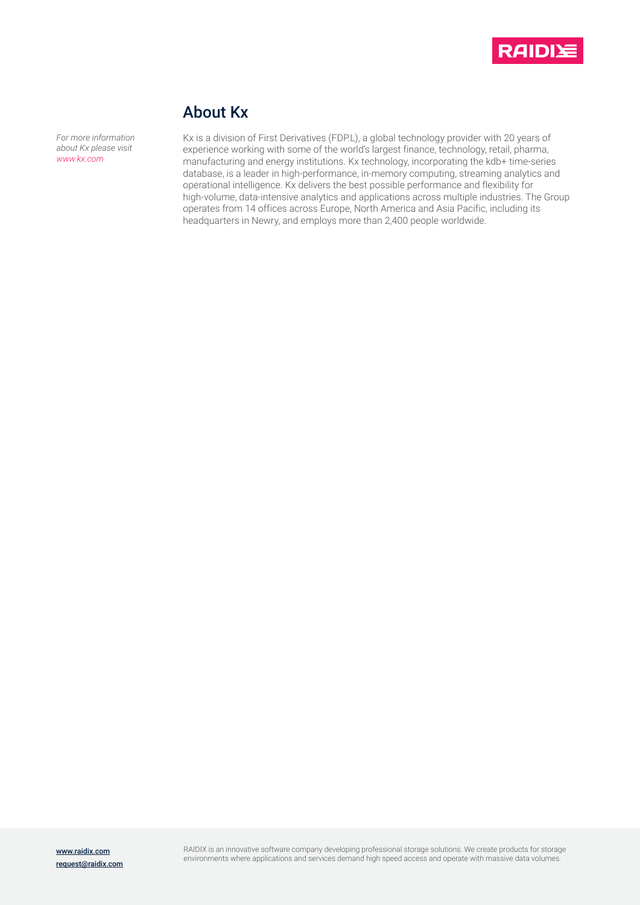## About Kx

*For more information about Kx please visit www.kx.com*

Kx is a division of First Derivatives (FDP.L), a global technology provider with 20 years of experience working with some of the world's largest finance, technology, retail, pharma, manufacturing and energy institutions. Kx technology, incorporating the kdb+ time-series database, is a leader in high-performance, in-memory computing, streaming analytics and operational intelligence. Kx delivers the best possible performance and flexibility for high-volume, data-intensive analytics and applications across multiple industries. The Group operates from 14 offices across Europe, North America and Asia Pacific, including its headquarters in Newry, and employs more than 2,400 people worldwide.

www.raidix.com
request@raidix.com

RAIDIX is an innovative software company developing professional storage solutions. We create products for storage environments where applications and services demand high speed access and operate with massive data volumes.